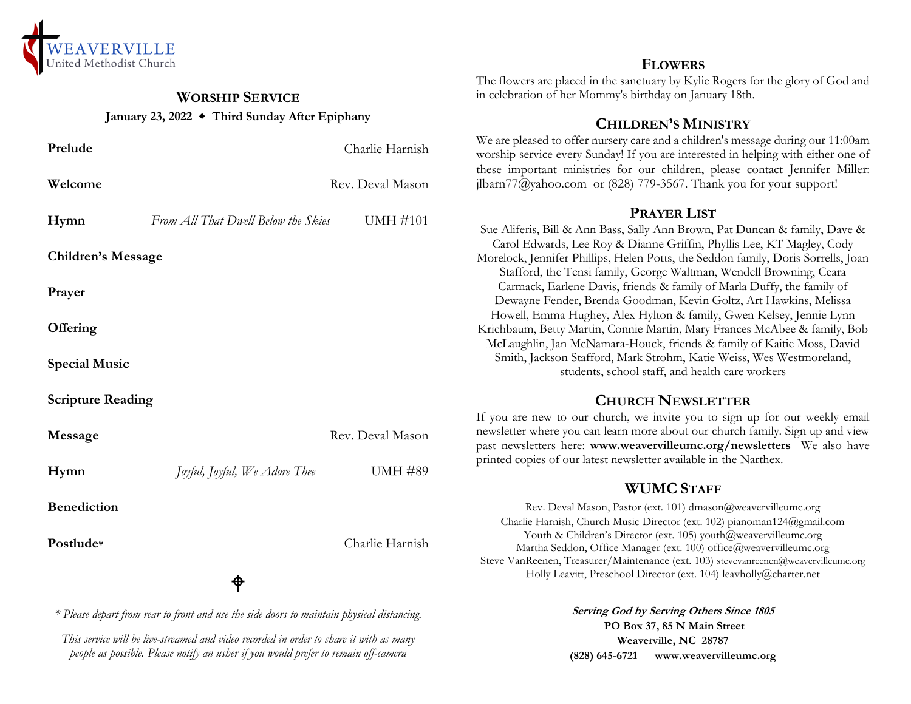WEAVERVILLE
United Methodist Church

## WORSHIP SERVICE

**January 23, 2022 ◆ Third Sunday After Epiphany**

**Prelude** — Charlie Harnish

**Welcome** — Rev. Deval Mason

**Hymn** — *From All That Dwell Below the Skies* — UMH #101

**Children's Message**

**Prayer**

**Offering**

**Special Music**

**Scripture Reading**

**Message** — Rev. Deval Mason

**Hymn** — *Joyful, Joyful, We Adore Thee* — UMH #89

**Benediction**

**Postlude*** — Charlie Harnish

⌖

*\* Please depart from rear to front and use the side doors to maintain physical distancing.*

*This service will be live-streamed and video recorded in order to share it with as many people as possible. Please notify an usher if you would prefer to remain off-camera*

## FLOWERS

The flowers are placed in the sanctuary by Kylie Rogers for the glory of God and in celebration of her Mommy's birthday on January 18th.

## CHILDREN'S MINISTRY

We are pleased to offer nursery care and a children's message during our 11:00am worship service every Sunday! If you are interested in helping with either one of these important ministries for our children, please contact Jennifer Miller: jlbarn77@yahoo.com or (828) 779-3567. Thank you for your support!

## PRAYER LIST

Sue Aliferis, Bill & Ann Bass, Sally Ann Brown, Pat Duncan & family, Dave & Carol Edwards, Lee Roy & Dianne Griffin, Phyllis Lee, KT Magley, Cody Morelock, Jennifer Phillips, Helen Potts, the Seddon family, Doris Sorrells, Joan Stafford, the Tensi family, George Waltman, Wendell Browning, Ceara Carmack, Earlene Davis, friends & family of Marla Duffy, the family of Dewayne Fender, Brenda Goodman, Kevin Goltz, Art Hawkins, Melissa Howell, Emma Hughey, Alex Hylton & family, Gwen Kelsey, Jennie Lynn Krichbaum, Betty Martin, Connie Martin, Mary Frances McAbee & family, Bob McLaughlin, Jan McNamara-Houck, friends & family of Kaitie Moss, David Smith, Jackson Stafford, Mark Strohm, Katie Weiss, Wes Westmoreland, students, school staff, and health care workers

## CHURCH NEWSLETTER

If you are new to our church, we invite you to sign up for our weekly email newsletter where you can learn more about our church family. Sign up and view past newsletters here: **www.weavervilleumc.org/newsletters** We also have printed copies of our latest newsletter available in the Narthex.

## WUMC STAFF

Rev. Deval Mason, Pastor (ext. 101) dmason@weavervilleumc.org
Charlie Harnish, Church Music Director (ext. 102) pianoman124@gmail.com
Youth & Children's Director (ext. 105) youth@weavervilleumc.org
Martha Seddon, Office Manager (ext. 100) office@weavervilleumc.org
Steve VanReenen, Treasurer/Maintenance (ext. 103) stevevanreenen@weavervilleumc.org
Holly Leavitt, Preschool Director (ext. 104) leavholly@charter.net

---

***Serving God by Serving Others Since 1805***
**PO Box 37, 85 N Main Street**
**Weaverville, NC 28787**
**(828) 645-6721 www.weavervilleumc.org**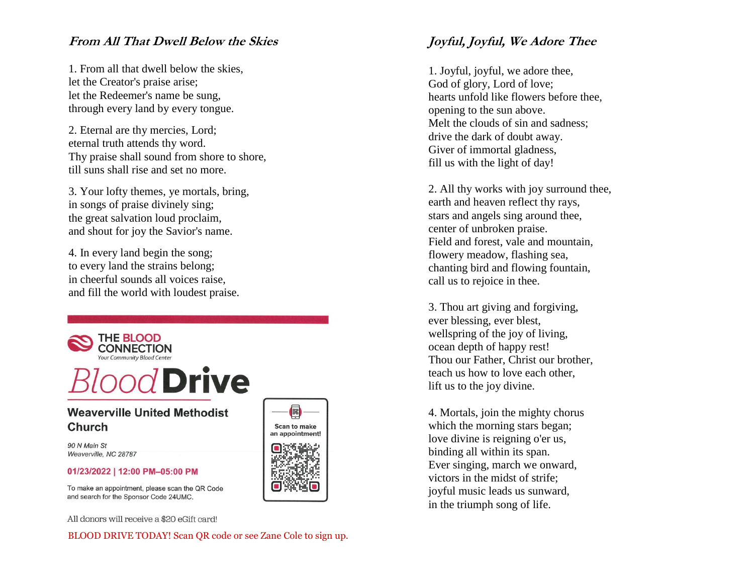## *From All That Dwell Below the Skies*

1. From all that dwell below the skies,
let the Creator's praise arise;
let the Redeemer's name be sung,
through every land by every tongue.

2. Eternal are thy mercies, Lord;
eternal truth attends thy word.
Thy praise shall sound from shore to shore,
till suns shall rise and set no more.

3. Your lofty themes, ye mortals, bring,
in songs of praise divinely sing;
the great salvation loud proclaim,
and shout for joy the Savior's name.

4. In every land begin the song;
to every land the strains belong;
in cheerful sounds all voices raise,
and fill the world with loudest praise.

---

**THE BLOOD CONNECTION**
*Your Community Blood Center*

# Blood Drive

**Weaverville United Methodist Church**

*90 N Main St*
*Weaverville, NC 28787*

**01/23/2022 | 12:00 PM–05:00 PM**

To make an appointment, please scan the QR Code and search for the Sponsor Code 24UMC.

Scan to make an appointment!

All donors will receive a $20 eGift card!

BLOOD DRIVE TODAY! Scan QR code or see Zane Cole to sign up.

## *Joyful, Joyful, We Adore Thee*

1. Joyful, joyful, we adore thee,
God of glory, Lord of love;
hearts unfold like flowers before thee,
opening to the sun above.
Melt the clouds of sin and sadness;
drive the dark of doubt away.
Giver of immortal gladness,
fill us with the light of day!

2. All thy works with joy surround thee,
earth and heaven reflect thy rays,
stars and angels sing around thee,
center of unbroken praise.
Field and forest, vale and mountain,
flowery meadow, flashing sea,
chanting bird and flowing fountain,
call us to rejoice in thee.

3. Thou art giving and forgiving,
ever blessing, ever blest,
wellspring of the joy of living,
ocean depth of happy rest!
Thou our Father, Christ our brother,
teach us how to love each other,
lift us to the joy divine.

4. Mortals, join the mighty chorus
which the morning stars began;
love divine is reigning o'er us,
binding all within its span.
Ever singing, march we onward,
victors in the midst of strife;
joyful music leads us sunward,
in the triumph song of life.